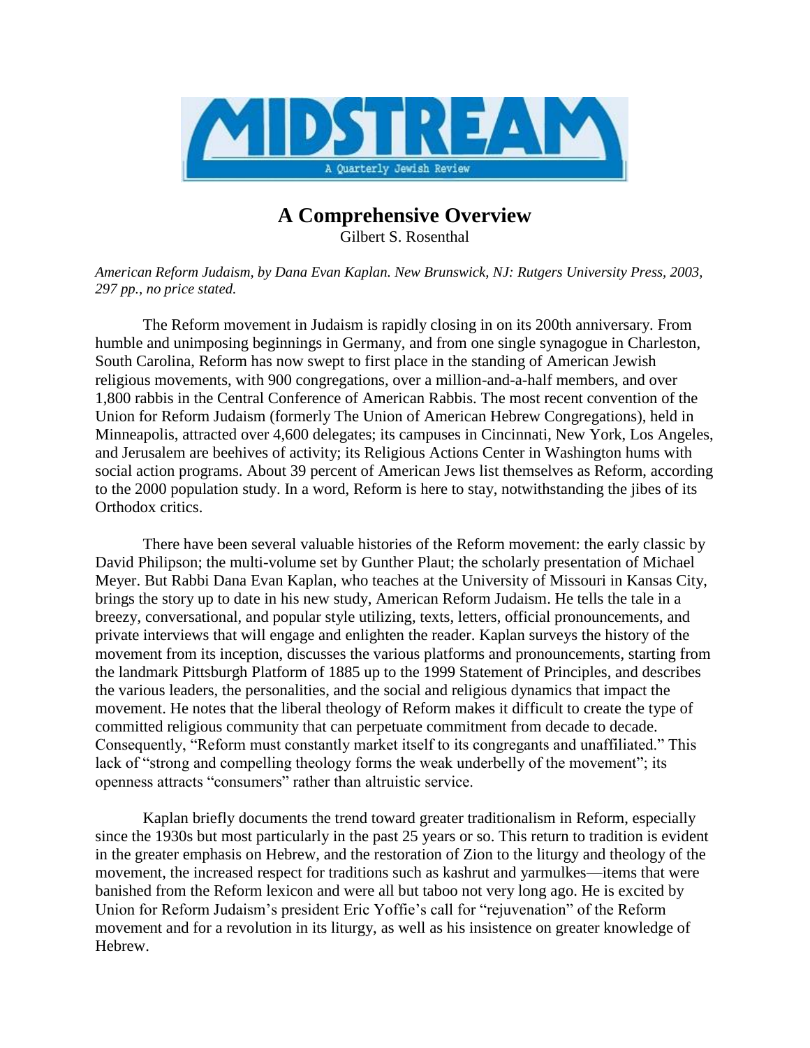# MIDSTREAM

A Quarterly Jewish Review

## A Comprehensive Overview

Gilbert S. Rosenthal

*American Reform Judaism, by Dana Evan Kaplan. New Brunswick, NJ: Rutgers University Press, 2003, 297 pp., no price stated.*

The Reform movement in Judaism is rapidly closing in on its 200th anniversary. From humble and unimposing beginnings in Germany, and from one single synagogue in Charleston, South Carolina, Reform has now swept to first place in the standing of American Jewish religious movements, with 900 congregations, over a million-and-a-half members, and over 1,800 rabbis in the Central Conference of American Rabbis. The most recent convention of the Union for Reform Judaism (formerly The Union of American Hebrew Congregations), held in Minneapolis, attracted over 4,600 delegates; its campuses in Cincinnati, New York, Los Angeles, and Jerusalem are beehives of activity; its Religious Actions Center in Washington hums with social action programs. About 39 percent of American Jews list themselves as Reform, according to the 2000 population study. In a word, Reform is here to stay, notwithstanding the jibes of its Orthodox critics.

There have been several valuable histories of the Reform movement: the early classic by David Philipson; the multi-volume set by Gunther Plaut; the scholarly presentation of Michael Meyer. But Rabbi Dana Evan Kaplan, who teaches at the University of Missouri in Kansas City, brings the story up to date in his new study, American Reform Judaism. He tells the tale in a breezy, conversational, and popular style utilizing, texts, letters, official pronouncements, and private interviews that will engage and enlighten the reader. Kaplan surveys the history of the movement from its inception, discusses the various platforms and pronouncements, starting from the landmark Pittsburgh Platform of 1885 up to the 1999 Statement of Principles, and describes the various leaders, the personalities, and the social and religious dynamics that impact the movement. He notes that the liberal theology of Reform makes it difficult to create the type of committed religious community that can perpetuate commitment from decade to decade. Consequently, "Reform must constantly market itself to its congregants and unaffiliated." This lack of "strong and compelling theology forms the weak underbelly of the movement"; its openness attracts "consumers" rather than altruistic service.

Kaplan briefly documents the trend toward greater traditionalism in Reform, especially since the 1930s but most particularly in the past 25 years or so. This return to tradition is evident in the greater emphasis on Hebrew, and the restoration of Zion to the liturgy and theology of the movement, the increased respect for traditions such as kashrut and yarmulkes—items that were banished from the Reform lexicon and were all but taboo not very long ago. He is excited by Union for Reform Judaism's president Eric Yoffie's call for "rejuvenation" of the Reform movement and for a revolution in its liturgy, as well as his insistence on greater knowledge of Hebrew.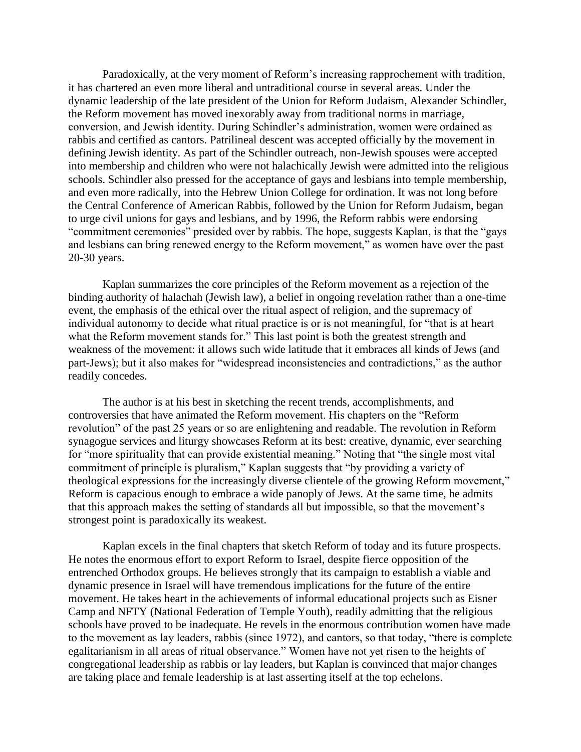Paradoxically, at the very moment of Reform's increasing rapprochement with tradition, it has chartered an even more liberal and untraditional course in several areas. Under the dynamic leadership of the late president of the Union for Reform Judaism, Alexander Schindler, the Reform movement has moved inexorably away from traditional norms in marriage, conversion, and Jewish identity. During Schindler's administration, women were ordained as rabbis and certified as cantors. Patrilineal descent was accepted officially by the movement in defining Jewish identity. As part of the Schindler outreach, non-Jewish spouses were accepted into membership and children who were not halachically Jewish were admitted into the religious schools. Schindler also pressed for the acceptance of gays and lesbians into temple membership, and even more radically, into the Hebrew Union College for ordination. It was not long before the Central Conference of American Rabbis, followed by the Union for Reform Judaism, began to urge civil unions for gays and lesbians, and by 1996, the Reform rabbis were endorsing "commitment ceremonies" presided over by rabbis. The hope, suggests Kaplan, is that the "gays and lesbians can bring renewed energy to the Reform movement," as women have over the past 20-30 years.

Kaplan summarizes the core principles of the Reform movement as a rejection of the binding authority of halachah (Jewish law), a belief in ongoing revelation rather than a one-time event, the emphasis of the ethical over the ritual aspect of religion, and the supremacy of individual autonomy to decide what ritual practice is or is not meaningful, for "that is at heart what the Reform movement stands for." This last point is both the greatest strength and weakness of the movement: it allows such wide latitude that it embraces all kinds of Jews (and part-Jews); but it also makes for "widespread inconsistencies and contradictions," as the author readily concedes.

The author is at his best in sketching the recent trends, accomplishments, and controversies that have animated the Reform movement. His chapters on the "Reform revolution" of the past 25 years or so are enlightening and readable. The revolution in Reform synagogue services and liturgy showcases Reform at its best: creative, dynamic, ever searching for "more spirituality that can provide existential meaning." Noting that "the single most vital commitment of principle is pluralism," Kaplan suggests that "by providing a variety of theological expressions for the increasingly diverse clientele of the growing Reform movement," Reform is capacious enough to embrace a wide panoply of Jews. At the same time, he admits that this approach makes the setting of standards all but impossible, so that the movement's strongest point is paradoxically its weakest.

Kaplan excels in the final chapters that sketch Reform of today and its future prospects. He notes the enormous effort to export Reform to Israel, despite fierce opposition of the entrenched Orthodox groups. He believes strongly that its campaign to establish a viable and dynamic presence in Israel will have tremendous implications for the future of the entire movement. He takes heart in the achievements of informal educational projects such as Eisner Camp and NFTY (National Federation of Temple Youth), readily admitting that the religious schools have proved to be inadequate. He revels in the enormous contribution women have made to the movement as lay leaders, rabbis (since 1972), and cantors, so that today, "there is complete egalitarianism in all areas of ritual observance." Women have not yet risen to the heights of congregational leadership as rabbis or lay leaders, but Kaplan is convinced that major changes are taking place and female leadership is at last asserting itself at the top echelons.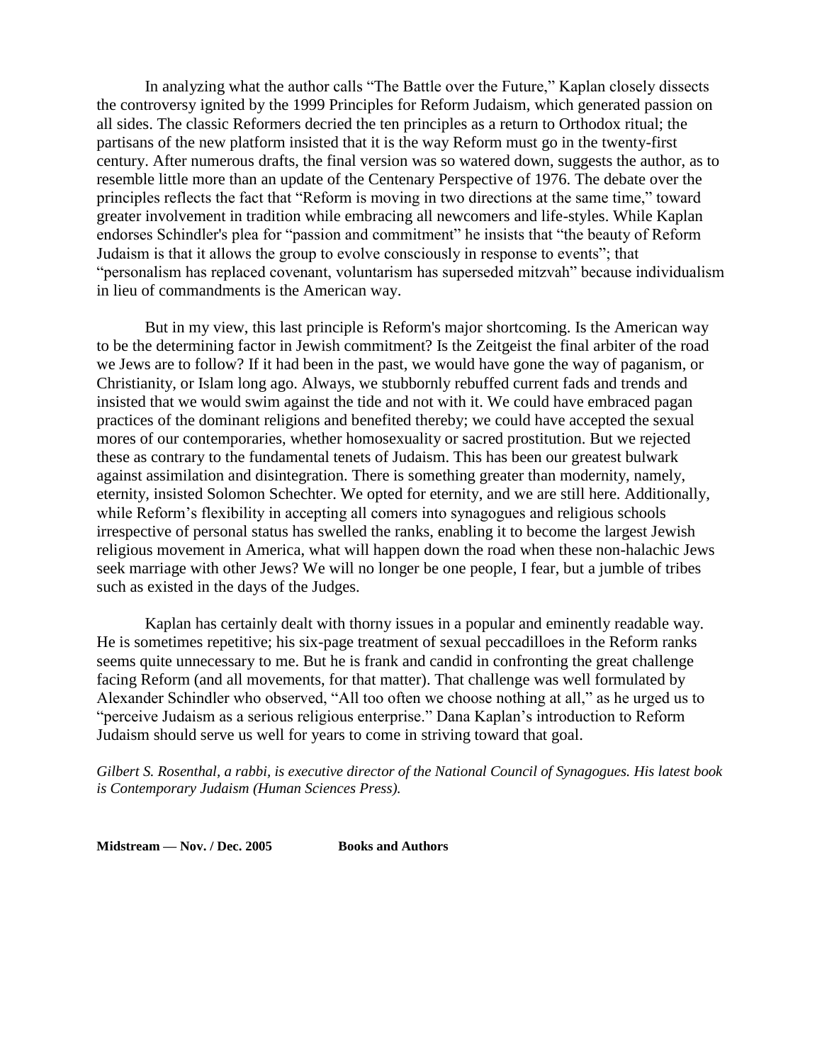In analyzing what the author calls "The Battle over the Future," Kaplan closely dissects the controversy ignited by the 1999 Principles for Reform Judaism, which generated passion on all sides. The classic Reformers decried the ten principles as a return to Orthodox ritual; the partisans of the new platform insisted that it is the way Reform must go in the twenty-first century. After numerous drafts, the final version was so watered down, suggests the author, as to resemble little more than an update of the Centenary Perspective of 1976. The debate over the principles reflects the fact that "Reform is moving in two directions at the same time," toward greater involvement in tradition while embracing all newcomers and life-styles. While Kaplan endorses Schindler's plea for "passion and commitment" he insists that "the beauty of Reform Judaism is that it allows the group to evolve consciously in response to events"; that "personalism has replaced covenant, voluntarism has superseded mitzvah" because individualism in lieu of commandments is the American way.

But in my view, this last principle is Reform's major shortcoming. Is the American way to be the determining factor in Jewish commitment? Is the Zeitgeist the final arbiter of the road we Jews are to follow? If it had been in the past, we would have gone the way of paganism, or Christianity, or Islam long ago. Always, we stubbornly rebuffed current fads and trends and insisted that we would swim against the tide and not with it. We could have embraced pagan practices of the dominant religions and benefited thereby; we could have accepted the sexual mores of our contemporaries, whether homosexuality or sacred prostitution. But we rejected these as contrary to the fundamental tenets of Judaism. This has been our greatest bulwark against assimilation and disintegration. There is something greater than modernity, namely, eternity, insisted Solomon Schechter. We opted for eternity, and we are still here. Additionally, while Reform's flexibility in accepting all comers into synagogues and religious schools irrespective of personal status has swelled the ranks, enabling it to become the largest Jewish religious movement in America, what will happen down the road when these non-halachic Jews seek marriage with other Jews? We will no longer be one people, I fear, but a jumble of tribes such as existed in the days of the Judges.

Kaplan has certainly dealt with thorny issues in a popular and eminently readable way. He is sometimes repetitive; his six-page treatment of sexual peccadilloes in the Reform ranks seems quite unnecessary to me. But he is frank and candid in confronting the great challenge facing Reform (and all movements, for that matter). That challenge was well formulated by Alexander Schindler who observed, "All too often we choose nothing at all," as he urged us to "perceive Judaism as a serious religious enterprise." Dana Kaplan's introduction to Reform Judaism should serve us well for years to come in striving toward that goal.

*Gilbert S. Rosenthal, a rabbi, is executive director of the National Council of Synagogues. His latest book is Contemporary Judaism (Human Sciences Press).*